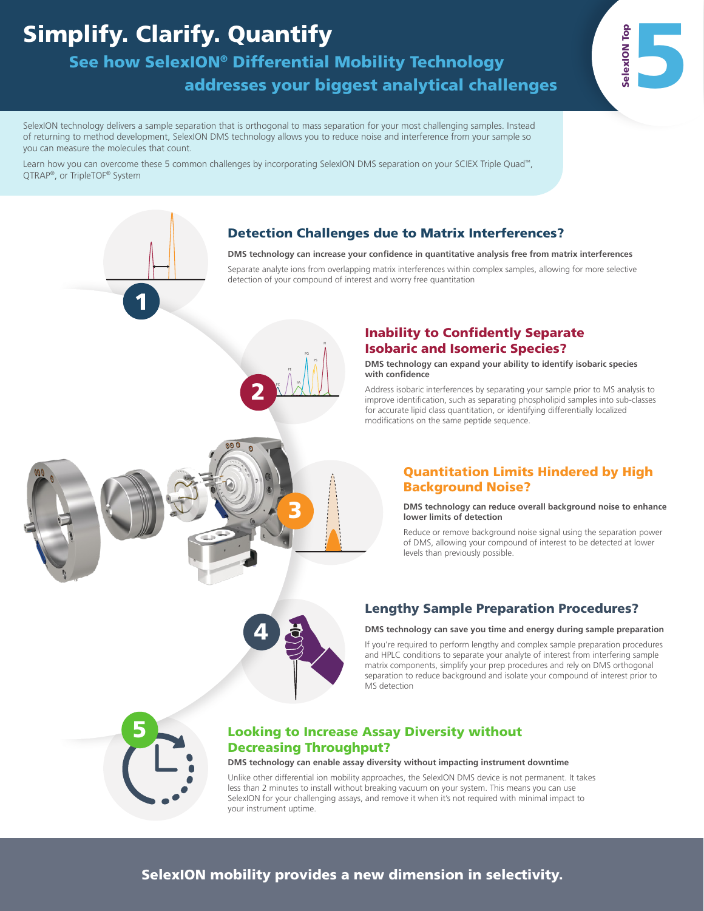# Simplify. Clarify. Quantify

## See how SelexION® Differential Mobility Technology addresses your biggest analytical challenges

SelexION Top 5

SelexION technology delivers a sample separation that is orthogonal to mass separation for your most challenging samples. Instead of returning to method development, SelexION DMS technology allows you to reduce noise and interference from your sample so you can measure the molecules that count.

Learn how you can overcome these 5 common challenges by incorporating SelexION DMS separation on your SCIEX Triple Quad™, QTRAP®, or TripleTOF® System

### 1 Detection Challenges due to Matrix Interferences?

**DMS technology can increase your confidence in quantitative analysis free from matrix interferences**

Separate analyte ions from overlapping matrix interferences within complex samples, allowing for more selective detection of your compound of interest and worry free quantitation

### 2 Inability to Confidently Separate Isobaric and Isomeric Species?

**DMS technology can expand your ability to identify isobaric species with confidence**

Address isobaric interferences by separating your sample prior to MS analysis to improve identification, such as separating phospholipid samples into sub-classes for accurate lipid class quantitation, or identifying differentially localized modifications on the same peptide sequence.

### 3 Quantitation Limits Hindered by High Background Noise?

**DMS technology can reduce overall background noise to enhance lower limits of detection**

Reduce or remove background noise signal using the separation power of DMS, allowing your compound of interest to be detected at lower levels than previously possible.

### 4 Lengthy Sample Preparation Procedures?

**DMS technology can save you time and energy during sample preparation**

If you're required to perform lengthy and complex sample preparation procedures and HPLC conditions to separate your analyte of interest from interfering sample matrix components, simplify your prep procedures and rely on DMS orthogonal separation to reduce background and isolate your compound of interest prior to MS detection

### 5 Looking to Increase Assay Diversity without Decreasing Throughput?

**DMS technology can enable assay diversity without impacting instrument downtime**

Unlike other differential ion mobility approaches, the SelexION DMS device is not permanent. It takes less than 2 minutes to install without breaking vacuum on your system. This means you can use SelexION for your challenging assays, and remove it when it's not required with minimal impact to your instrument uptime.

**SelexION mobility provides a new dimension in selectivity.**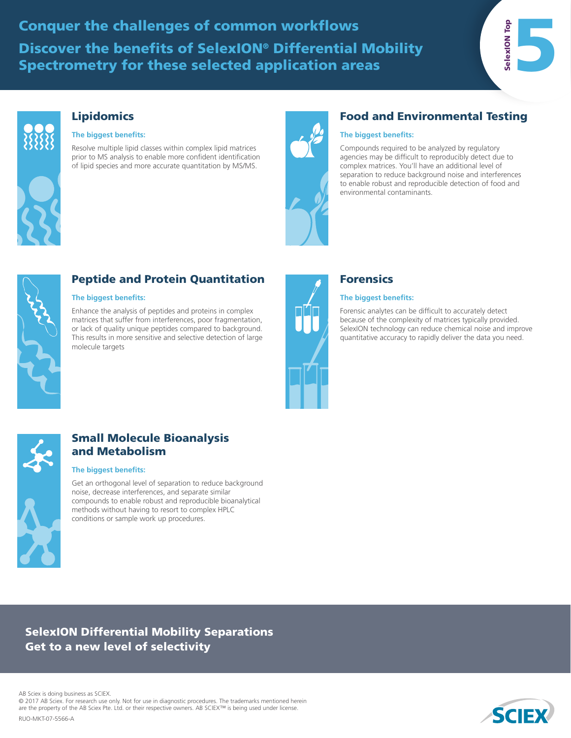# Conquer the challenges of common workflows

## Discover the benefits of SelexION® Differential Mobility Spectrometry for these selected application areas

SelexION Top 5

### Lipidomics

**The biggest benefits:**

Resolve multiple lipid classes within complex lipid matrices prior to MS analysis to enable more confident identification of lipid species and more accurate quantitation by MS/MS.

### Food and Environmental Testing

**The biggest benefits:**

Compounds required to be analyzed by regulatory agencies may be difficult to reproducibly detect due to complex matrices. You'll have an additional level of separation to reduce background noise and interferences to enable robust and reproducible detection of food and environmental contaminants.

### Peptide and Protein Quantitation

**The biggest benefits:**

Enhance the analysis of peptides and proteins in complex matrices that suffer from interferences, poor fragmentation, or lack of quality unique peptides compared to background. This results in more sensitive and selective detection of large molecule targets

### Forensics

**The biggest benefits:**

Forensic analytes can be difficult to accurately detect because of the complexity of matrices typically provided. SelexION technology can reduce chemical noise and improve quantitative accuracy to rapidly deliver the data you need.

### Small Molecule Bioanalysis and Metabolism

**The biggest benefits:**

Get an orthogonal level of separation to reduce background noise, decrease interferences, and separate similar compounds to enable robust and reproducible bioanalytical methods without having to resort to complex HPLC conditions or sample work up procedures.

**SelexION Differential Mobility Separations**
**Get to a new level of selectivity**

AB Sciex is doing business as SCIEX.
© 2017 AB Sciex. For research use only. Not for use in diagnostic procedures. The trademarks mentioned herein are the property of the AB Sciex Pte. Ltd. or their respective owners. AB SCIEX™ is being used under license.

RUO-MKT-07-5566-A

SCIEX